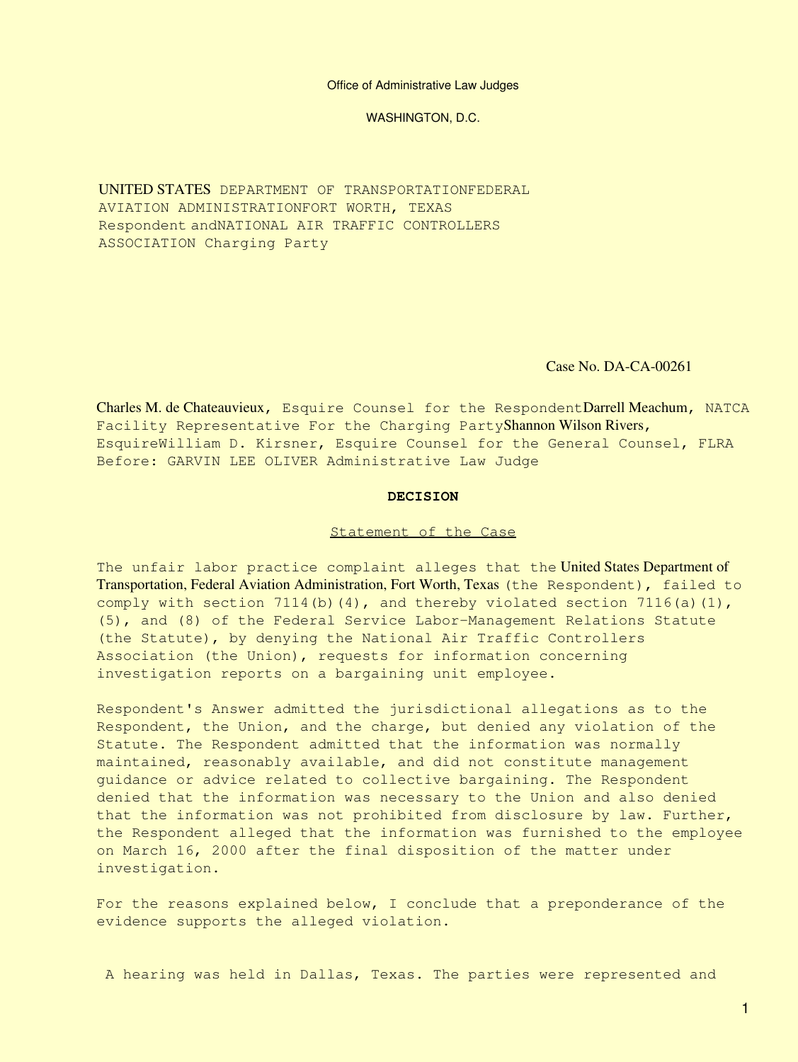Office of Administrative Law Judges

WASHINGTON, D.C.

UNITED STATES DEPARTMENT OF TRANSPORTATIONFEDERAL AVIATION ADMINISTRATIONFORT WORTH, TEXAS Respondent andNATIONAL AIR TRAFFIC CONTROLLERS ASSOCIATION Charging Party

Case No. DA-CA-00261

Charles M. de Chateauvieux, Esquire Counsel for the RespondentDarrell Meachum, NATCA Facility Representative For the Charging PartyShannon Wilson Rivers, EsquireWilliam D. Kirsner, Esquire Counsel for the General Counsel, FLRA Before: GARVIN LEE OLIVER Administrative Law Judge

**DECISION**

Statement of the Case

The unfair labor practice complaint alleges that the United States Department of Transportation, Federal Aviation Administration, Fort Worth, Texas (the Respondent), failed to comply with section 7114(b)(4), and thereby violated section 7116(a)(1), (5), and (8) of the Federal Service Labor-Management Relations Statute (the Statute), by denying the National Air Traffic Controllers Association (the Union), requests for information concerning investigation reports on a bargaining unit employee.

Respondent's Answer admitted the jurisdictional allegations as to the Respondent, the Union, and the charge, but denied any violation of the Statute. The Respondent admitted that the information was normally maintained, reasonably available, and did not constitute management guidance or advice related to collective bargaining. The Respondent denied that the information was necessary to the Union and also denied that the information was not prohibited from disclosure by law. Further, the Respondent alleged that the information was furnished to the employee on March 16, 2000 after the final disposition of the matter under investigation.

For the reasons explained below, I conclude that a preponderance of the evidence supports the alleged violation.

A hearing was held in Dallas, Texas. The parties were represented and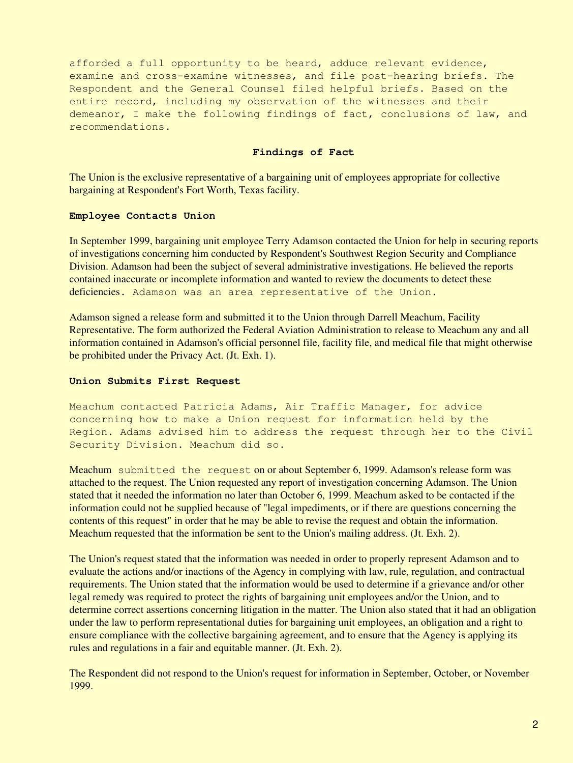afforded a full opportunity to be heard, adduce relevant evidence, examine and cross-examine witnesses, and file post-hearing briefs. The Respondent and the General Counsel filed helpful briefs. Based on the entire record, including my observation of the witnesses and their demeanor, I make the following findings of fact, conclusions of law, and recommendations.

## Findings of Fact

The Union is the exclusive representative of a bargaining unit of employees appropriate for collective bargaining at Respondent's Fort Worth, Texas facility.

### Employee Contacts Union

In September 1999, bargaining unit employee Terry Adamson contacted the Union for help in securing reports of investigations concerning him conducted by Respondent's Southwest Region Security and Compliance Division. Adamson had been the subject of several administrative investigations. He believed the reports contained inaccurate or incomplete information and wanted to review the documents to detect these deficiencies. Adamson was an area representative of the Union.

Adamson signed a release form and submitted it to the Union through Darrell Meachum, Facility Representative. The form authorized the Federal Aviation Administration to release to Meachum any and all information contained in Adamson's official personnel file, facility file, and medical file that might otherwise be prohibited under the Privacy Act. (Jt. Exh. 1).

### Union Submits First Request

Meachum contacted Patricia Adams, Air Traffic Manager, for advice concerning how to make a Union request for information held by the Region. Adams advised him to address the request through her to the Civil Security Division. Meachum did so.

Meachum submitted the request on or about September 6, 1999. Adamson's release form was attached to the request. The Union requested any report of investigation concerning Adamson. The Union stated that it needed the information no later than October 6, 1999. Meachum asked to be contacted if the information could not be supplied because of "legal impediments, or if there are questions concerning the contents of this request" in order that he may be able to revise the request and obtain the information. Meachum requested that the information be sent to the Union's mailing address. (Jt. Exh. 2).

The Union's request stated that the information was needed in order to properly represent Adamson and to evaluate the actions and/or inactions of the Agency in complying with law, rule, regulation, and contractual requirements. The Union stated that the information would be used to determine if a grievance and/or other legal remedy was required to protect the rights of bargaining unit employees and/or the Union, and to determine correct assertions concerning litigation in the matter. The Union also stated that it had an obligation under the law to perform representational duties for bargaining unit employees, an obligation and a right to ensure compliance with the collective bargaining agreement, and to ensure that the Agency is applying its rules and regulations in a fair and equitable manner. (Jt. Exh. 2).

The Respondent did not respond to the Union's request for information in September, October, or November 1999.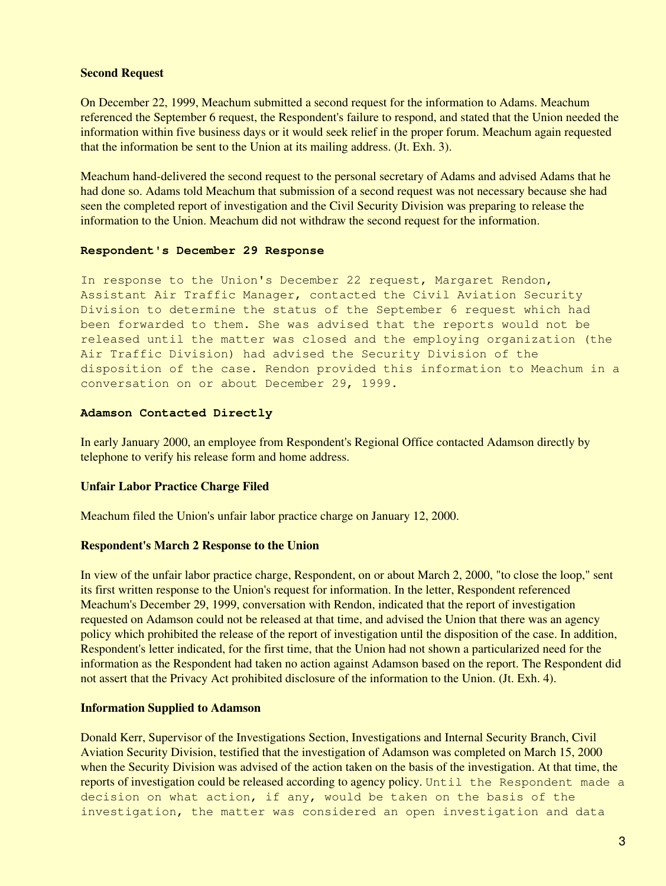**Second Request**

On December 22, 1999, Meachum submitted a second request for the information to Adams. Meachum referenced the September 6 request, the Respondent's failure to respond, and stated that the Union needed the information within five business days or it would seek relief in the proper forum. Meachum again requested that the information be sent to the Union at its mailing address. (Jt. Exh. 3).

Meachum hand-delivered the second request to the personal secretary of Adams and advised Adams that he had done so. Adams told Meachum that submission of a second request was not necessary because she had seen the completed report of investigation and the Civil Security Division was preparing to release the information to the Union. Meachum did not withdraw the second request for the information.

**Respondent's December 29 Response**

In response to the Union's December 22 request, Margaret Rendon, Assistant Air Traffic Manager, contacted the Civil Aviation Security Division to determine the status of the September 6 request which had been forwarded to them. She was advised that the reports would not be released until the matter was closed and the employing organization (the Air Traffic Division) had advised the Security Division of the disposition of the case. Rendon provided this information to Meachum in a conversation on or about December 29, 1999.

**Adamson Contacted Directly**

In early January 2000, an employee from Respondent's Regional Office contacted Adamson directly by telephone to verify his release form and home address.

**Unfair Labor Practice Charge Filed**

Meachum filed the Union's unfair labor practice charge on January 12, 2000.

**Respondent's March 2 Response to the Union**

In view of the unfair labor practice charge, Respondent, on or about March 2, 2000, "to close the loop," sent its first written response to the Union's request for information. In the letter, Respondent referenced Meachum's December 29, 1999, conversation with Rendon, indicated that the report of investigation requested on Adamson could not be released at that time, and advised the Union that there was an agency policy which prohibited the release of the report of investigation until the disposition of the case. In addition, Respondent's letter indicated, for the first time, that the Union had not shown a particularized need for the information as the Respondent had taken no action against Adamson based on the report. The Respondent did not assert that the Privacy Act prohibited disclosure of the information to the Union. (Jt. Exh. 4).

**Information Supplied to Adamson**

Donald Kerr, Supervisor of the Investigations Section, Investigations and Internal Security Branch, Civil Aviation Security Division, testified that the investigation of Adamson was completed on March 15, 2000 when the Security Division was advised of the action taken on the basis of the investigation. At that time, the reports of investigation could be released according to agency policy. Until the Respondent made a decision on what action, if any, would be taken on the basis of the investigation, the matter was considered an open investigation and data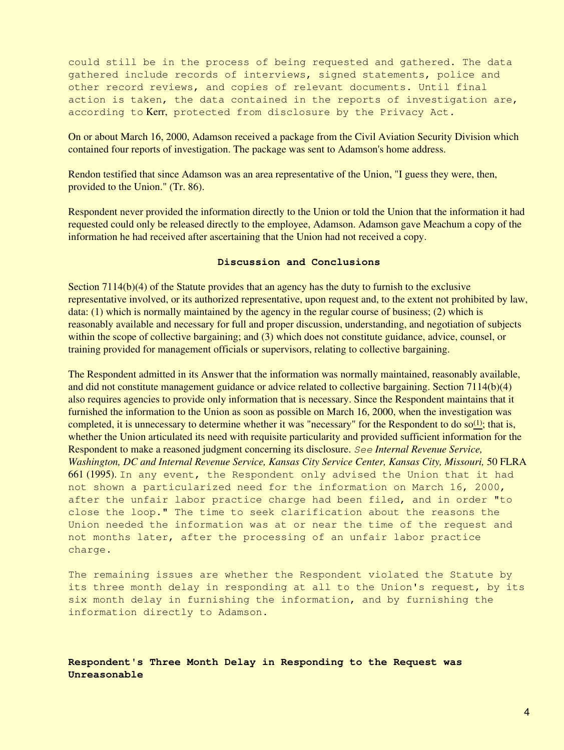could still be in the process of being requested and gathered. The data gathered include records of interviews, signed statements, police and other record reviews, and copies of relevant documents. Until final action is taken, the data contained in the reports of investigation are, according to Kerr, protected from disclosure by the Privacy Act.

On or about March 16, 2000, Adamson received a package from the Civil Aviation Security Division which contained four reports of investigation. The package was sent to Adamson's home address.

Rendon testified that since Adamson was an area representative of the Union, "I guess they were, then, provided to the Union." (Tr. 86).

Respondent never provided the information directly to the Union or told the Union that the information it had requested could only be released directly to the employee, Adamson. Adamson gave Meachum a copy of the information he had received after ascertaining that the Union had not received a copy.

## Discussion and Conclusions

Section 7114(b)(4) of the Statute provides that an agency has the duty to furnish to the exclusive representative involved, or its authorized representative, upon request and, to the extent not prohibited by law, data: (1) which is normally maintained by the agency in the regular course of business; (2) which is reasonably available and necessary for full and proper discussion, understanding, and negotiation of subjects within the scope of collective bargaining; and (3) which does not constitute guidance, advice, counsel, or training provided for management officials or supervisors, relating to collective bargaining.

The Respondent admitted in its Answer that the information was normally maintained, reasonably available, and did not constitute management guidance or advice related to collective bargaining. Section 7114(b)(4) also requires agencies to provide only information that is necessary. Since the Respondent maintains that it furnished the information to the Union as soon as possible on March 16, 2000, when the investigation was completed, it is unnecessary to determine whether it was "necessary" for the Respondent to do so[1]; that is, whether the Union articulated its need with requisite particularity and provided sufficient information for the Respondent to make a reasoned judgment concerning its disclosure. *See Internal Revenue Service, Washington, DC and Internal Revenue Service, Kansas City Service Center, Kansas City, Missouri,* 50 FLRA 661 (1995). In any event, the Respondent only advised the Union that it had not shown a particularized need for the information on March 16, 2000, after the unfair labor practice charge had been filed, and in order "to close the loop." The time to seek clarification about the reasons the Union needed the information was at or near the time of the request and not months later, after the processing of an unfair labor practice charge.

The remaining issues are whether the Respondent violated the Statute by its three month delay in responding at all to the Union's request, by its six month delay in furnishing the information, and by furnishing the information directly to Adamson.

### Respondent's Three Month Delay in Responding to the Request was Unreasonable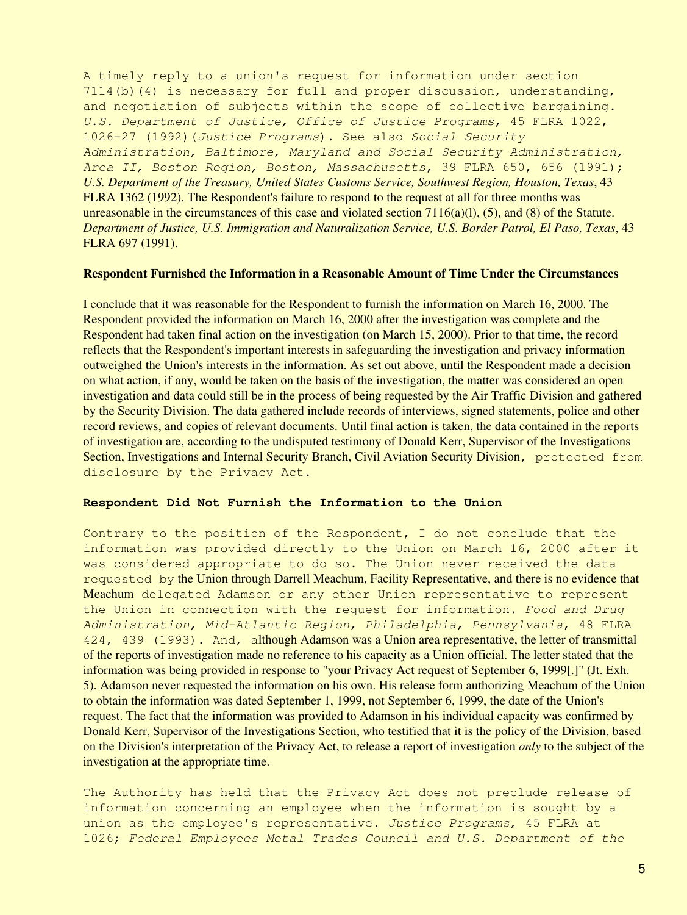A timely reply to a union's request for information under section 7114(b)(4) is necessary for full and proper discussion, understanding, and negotiation of subjects within the scope of collective bargaining. *U.S. Department of Justice, Office of Justice Programs,* 45 FLRA 1022, 1026-27 (1992)(*Justice Programs*). See also *Social Security Administration, Baltimore, Maryland and Social Security Administration, Area II, Boston Region, Boston, Massachusetts*, 39 FLRA 650, 656 (1991); *U.S. Department of the Treasury, United States Customs Service, Southwest Region, Houston, Texas*, 43 FLRA 1362 (1992). The Respondent's failure to respond to the request at all for three months was unreasonable in the circumstances of this case and violated section 7116(a)(l), (5), and (8) of the Statute. *Department of Justice, U.S. Immigration and Naturalization Service, U.S. Border Patrol, El Paso, Texas*, 43 FLRA 697 (1991).

**Respondent Furnished the Information in a Reasonable Amount of Time Under the Circumstances**

I conclude that it was reasonable for the Respondent to furnish the information on March 16, 2000. The Respondent provided the information on March 16, 2000 after the investigation was complete and the Respondent had taken final action on the investigation (on March 15, 2000). Prior to that time, the record reflects that the Respondent's important interests in safeguarding the investigation and privacy information outweighed the Union's interests in the information. As set out above, until the Respondent made a decision on what action, if any, would be taken on the basis of the investigation, the matter was considered an open investigation and data could still be in the process of being requested by the Air Traffic Division and gathered by the Security Division. The data gathered include records of interviews, signed statements, police and other record reviews, and copies of relevant documents. Until final action is taken, the data contained in the reports of investigation are, according to the undisputed testimony of Donald Kerr, Supervisor of the Investigations Section, Investigations and Internal Security Branch, Civil Aviation Security Division, protected from disclosure by the Privacy Act.

**Respondent Did Not Furnish the Information to the Union**

Contrary to the position of the Respondent, I do not conclude that the information was provided directly to the Union on March 16, 2000 after it was considered appropriate to do so. The Union never received the data requested by the Union through Darrell Meachum, Facility Representative, and there is no evidence that Meachum delegated Adamson or any other Union representative to represent the Union in connection with the request for information. *Food and Drug Administration, Mid-Atlantic Region, Philadelphia, Pennsylvania*, 48 FLRA 424, 439 (1993). And, although Adamson was a Union area representative, the letter of transmittal of the reports of investigation made no reference to his capacity as a Union official. The letter stated that the information was being provided in response to "your Privacy Act request of September 6, 1999[.]" (Jt. Exh. 5). Adamson never requested the information on his own. His release form authorizing Meachum of the Union to obtain the information was dated September 1, 1999, not September 6, 1999, the date of the Union's request. The fact that the information was provided to Adamson in his individual capacity was confirmed by Donald Kerr, Supervisor of the Investigations Section, who testified that it is the policy of the Division, based on the Division's interpretation of the Privacy Act, to release a report of investigation *only* to the subject of the investigation at the appropriate time.

The Authority has held that the Privacy Act does not preclude release of information concerning an employee when the information is sought by a union as the employee's representative. *Justice Programs,* 45 FLRA at 1026; *Federal Employees Metal Trades Council and U.S. Department of the*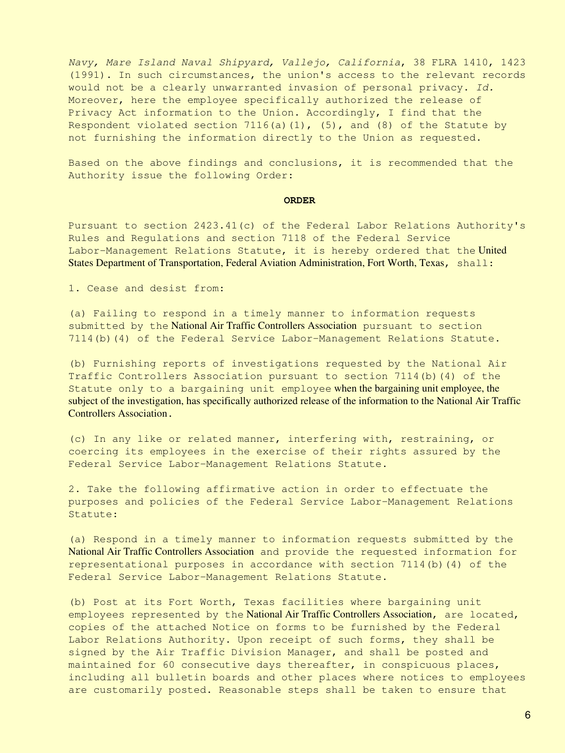*Navy, Mare Island Naval Shipyard, Vallejo, California*, 38 FLRA 1410, 1423 (1991). In such circumstances, the union's access to the relevant records would not be a clearly unwarranted invasion of personal privacy. *Id.* Moreover, here the employee specifically authorized the release of Privacy Act information to the Union. Accordingly, I find that the Respondent violated section 7116(a)(1), (5), and (8) of the Statute by not furnishing the information directly to the Union as requested.

Based on the above findings and conclusions, it is recommended that the Authority issue the following Order:

**ORDER**

Pursuant to section 2423.41(c) of the Federal Labor Relations Authority's Rules and Regulations and section 7118 of the Federal Service Labor-Management Relations Statute, it is hereby ordered that the United States Department of Transportation, Federal Aviation Administration, Fort Worth, Texas, shall:

1. Cease and desist from:

(a) Failing to respond in a timely manner to information requests submitted by the National Air Traffic Controllers Association pursuant to section 7114(b)(4) of the Federal Service Labor-Management Relations Statute.

(b) Furnishing reports of investigations requested by the National Air Traffic Controllers Association pursuant to section 7114(b)(4) of the Statute only to a bargaining unit employee when the bargaining unit employee, the subject of the investigation, has specifically authorized release of the information to the National Air Traffic Controllers Association.

(c) In any like or related manner, interfering with, restraining, or coercing its employees in the exercise of their rights assured by the Federal Service Labor-Management Relations Statute.

2. Take the following affirmative action in order to effectuate the purposes and policies of the Federal Service Labor-Management Relations Statute:

(a) Respond in a timely manner to information requests submitted by the National Air Traffic Controllers Association and provide the requested information for representational purposes in accordance with section 7114(b)(4) of the Federal Service Labor-Management Relations Statute.

(b) Post at its Fort Worth, Texas facilities where bargaining unit employees represented by the National Air Traffic Controllers Association, are located, copies of the attached Notice on forms to be furnished by the Federal Labor Relations Authority. Upon receipt of such forms, they shall be signed by the Air Traffic Division Manager, and shall be posted and maintained for 60 consecutive days thereafter, in conspicuous places, including all bulletin boards and other places where notices to employees are customarily posted. Reasonable steps shall be taken to ensure that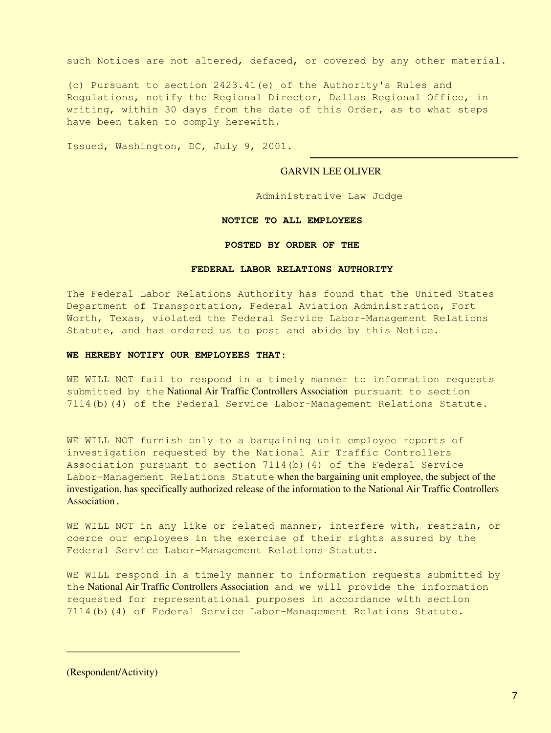such Notices are not altered, defaced, or covered by any other material.

(c) Pursuant to section 2423.41(e) of the Authority's Rules and Regulations, notify the Regional Director, Dallas Regional Office, in writing, within 30 days from the date of this Order, as to what steps have been taken to comply herewith.

Issued, Washington, DC, July 9, 2001.

\_\_\_\_\_\_\_\_\_\_\_\_\_\_\_\_\_\_\_\_\_\_\_\_\_\_\_\_\_\_\_\_\_\_

GARVIN LEE OLIVER

Administrative Law Judge

**NOTICE TO ALL EMPLOYEES**

**POSTED BY ORDER OF THE**

**FEDERAL LABOR RELATIONS AUTHORITY**

The Federal Labor Relations Authority has found that the United States Department of Transportation, Federal Aviation Administration, Fort Worth, Texas, violated the Federal Service Labor-Management Relations Statute, and has ordered us to post and abide by this Notice.

**WE HEREBY NOTIFY OUR EMPLOYEES THAT:**

WE WILL NOT fail to respond in a timely manner to information requests submitted by the National Air Traffic Controllers Association pursuant to section 7114(b)(4) of the Federal Service Labor-Management Relations Statute.

WE WILL NOT furnish only to a bargaining unit employee reports of investigation requested by the National Air Traffic Controllers Association pursuant to section 7114(b)(4) of the Federal Service Labor-Management Relations Statute when the bargaining unit employee, the subject of the investigation, has specifically authorized release of the information to the National Air Traffic Controllers Association.

WE WILL NOT in any like or related manner, interfere with, restrain, or coerce our employees in the exercise of their rights assured by the Federal Service Labor-Management Relations Statute.

WE WILL respond in a timely manner to information requests submitted by the National Air Traffic Controllers Association and we will provide the information requested for representational purposes in accordance with section 7114(b)(4) of Federal Service Labor-Management Relations Statute.

\_\_\_\_\_\_\_\_\_\_\_\_\_\_\_\_\_\_\_\_\_\_\_\_\_\_\_\_\_\_\_\_

(Respondent/Activity)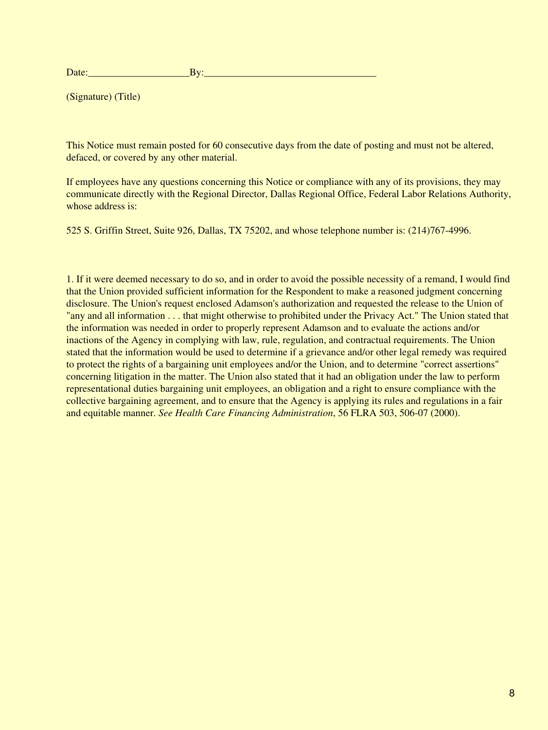Date:____________________By:__________________________________

(Signature) (Title)

This Notice must remain posted for 60 consecutive days from the date of posting and must not be altered, defaced, or covered by any other material.

If employees have any questions concerning this Notice or compliance with any of its provisions, they may communicate directly with the Regional Director, Dallas Regional Office, Federal Labor Relations Authority, whose address is:

525 S. Griffin Street, Suite 926, Dallas, TX 75202, and whose telephone number is: (214)767-4996.

1. If it were deemed necessary to do so, and in order to avoid the possible necessity of a remand, I would find that the Union provided sufficient information for the Respondent to make a reasoned judgment concerning disclosure. The Union's request enclosed Adamson's authorization and requested the release to the Union of "any and all information . . . that might otherwise to prohibited under the Privacy Act." The Union stated that the information was needed in order to properly represent Adamson and to evaluate the actions and/or inactions of the Agency in complying with law, rule, regulation, and contractual requirements. The Union stated that the information would be used to determine if a grievance and/or other legal remedy was required to protect the rights of a bargaining unit employees and/or the Union, and to determine "correct assertions" concerning litigation in the matter. The Union also stated that it had an obligation under the law to perform representational duties bargaining unit employees, an obligation and a right to ensure compliance with the collective bargaining agreement, and to ensure that the Agency is applying its rules and regulations in a fair and equitable manner. *See Health Care Financing Administration*, 56 FLRA 503, 506-07 (2000).